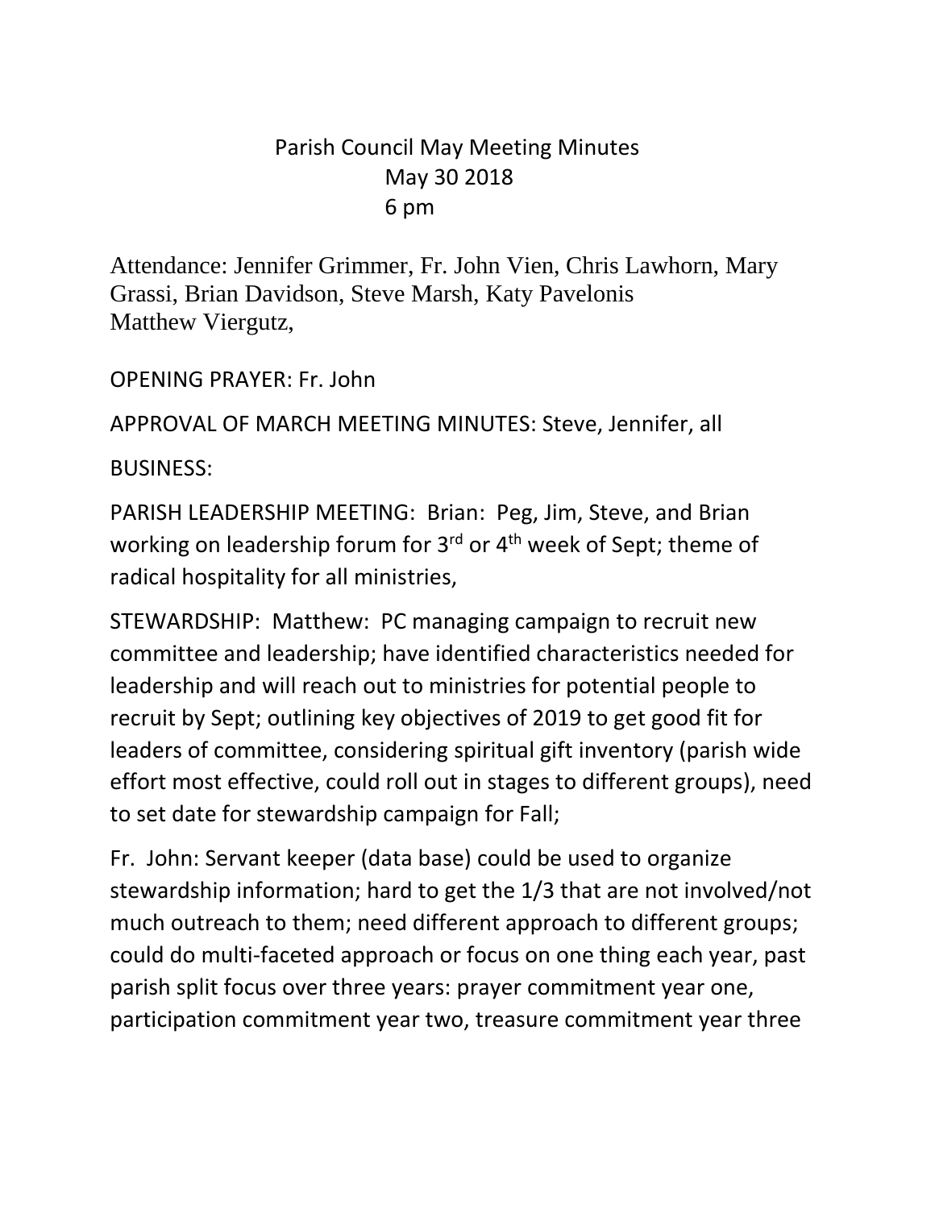# Parish Council May Meeting Minutes
May 30 2018
6 pm

Attendance: Jennifer Grimmer, Fr. John Vien, Chris Lawhorn, Mary Grassi, Brian Davidson, Steve Marsh, Katy Pavelonis Matthew Viergutz,

OPENING PRAYER: Fr. John

APPROVAL OF MARCH MEETING MINUTES: Steve, Jennifer, all

BUSINESS:

PARISH LEADERSHIP MEETING: Brian: Peg, Jim, Steve, and Brian working on leadership forum for 3rd or 4th week of Sept; theme of radical hospitality for all ministries,

STEWARDSHIP: Matthew: PC managing campaign to recruit new committee and leadership; have identified characteristics needed for leadership and will reach out to ministries for potential people to recruit by Sept; outlining key objectives of 2019 to get good fit for leaders of committee, considering spiritual gift inventory (parish wide effort most effective, could roll out in stages to different groups), need to set date for stewardship campaign for Fall;

Fr. John: Servant keeper (data base) could be used to organize stewardship information; hard to get the 1/3 that are not involved/not much outreach to them; need different approach to different groups; could do multi-faceted approach or focus on one thing each year, past parish split focus over three years: prayer commitment year one, participation commitment year two, treasure commitment year three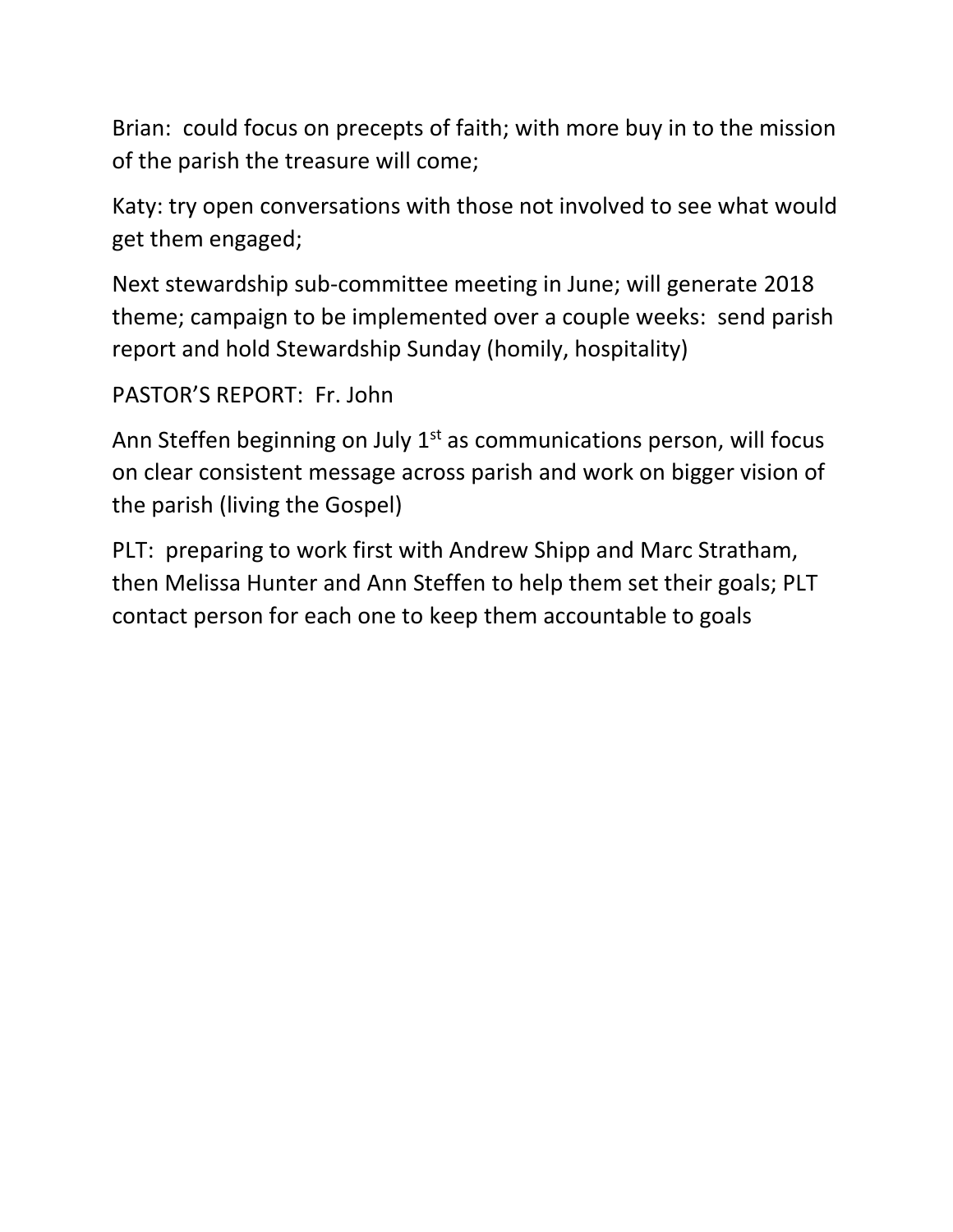Brian: could focus on precepts of faith; with more buy in to the mission of the parish the treasure will come;

Katy: try open conversations with those not involved to see what would get them engaged;

Next stewardship sub-committee meeting in June; will generate 2018 theme; campaign to be implemented over a couple weeks: send parish report and hold Stewardship Sunday (homily, hospitality)

PASTOR'S REPORT: Fr. John

Ann Steffen beginning on July 1st as communications person, will focus on clear consistent message across parish and work on bigger vision of the parish (living the Gospel)

PLT: preparing to work first with Andrew Shipp and Marc Stratham, then Melissa Hunter and Ann Steffen to help them set their goals; PLT contact person for each one to keep them accountable to goals